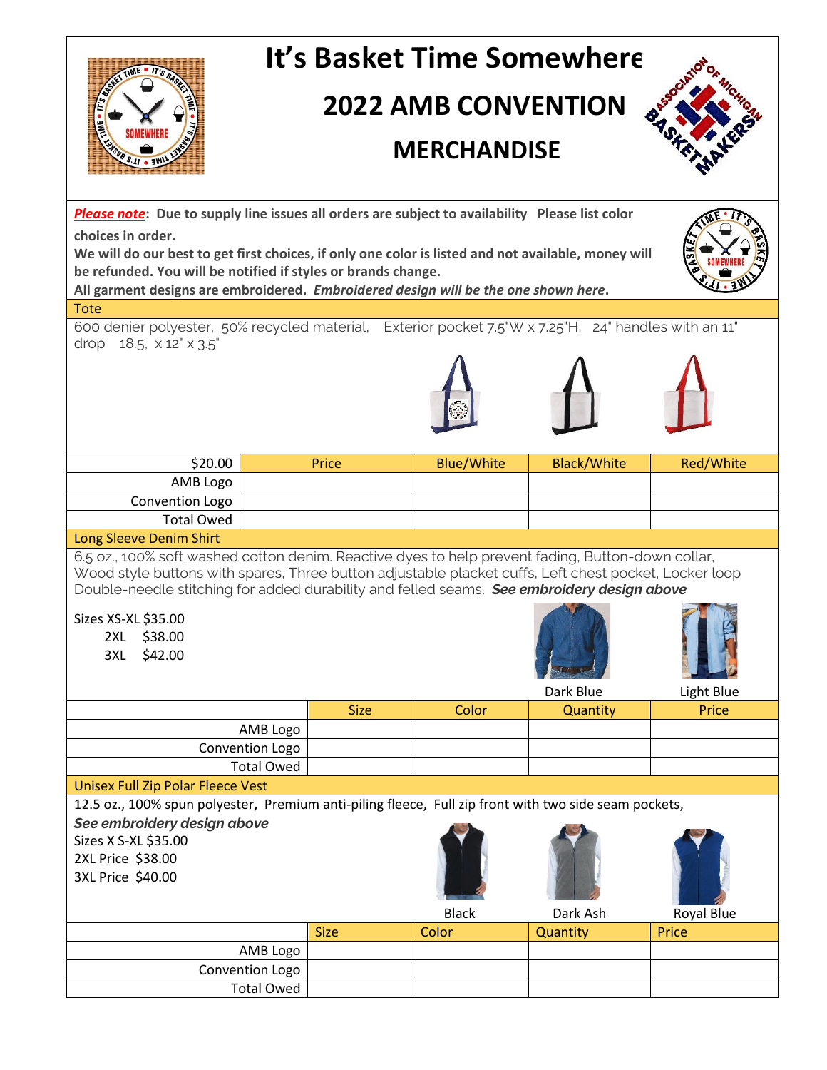# It's Basket Time Somewhere

## 2022 AMB CONVENTION

## MERCHANDISE

***Please note*****: Due to supply line issues all orders are subject to availability Please list color choices in order.**

**We will do our best to get first choices, if only one color is listed and not available, money will be refunded. You will be notified if styles or brands change.**

**All garment designs are embroidered.** ***Embroidered design will be the one shown here*****.**

### Tote

600 denier polyester, 50% recycled material, Exterior pocket 7.5"W x 7.25"H, 24" handles with an 11" drop 18.5, x 12" x 3.5"

| $20.00 | Price | Blue/White | Black/White | Red/White |
|---|---|---|---|---|
| AMB Logo | | | | |
| Convention Logo | | | | |
| Total Owed | | | | |

### Long Sleeve Denim Shirt

6.5 oz., 100% soft washed cotton denim. Reactive dyes to help prevent fading, Button-down collar, Wood style buttons with spares, Three button adjustable placket cuffs, Left chest pocket, Locker loop Double-needle stitching for added durability and felled seams. ***See embroidery design above***

Sizes XS-XL $35.00
2XL $38.00
3XL $42.00

Dark Blue    Light Blue

| | Size | Color | Quantity | Price |
|---|---|---|---|---|
| AMB Logo | | | | |
| Convention Logo | | | | |
| Total Owed | | | | |

### Unisex Full Zip Polar Fleece Vest

12.5 oz., 100% spun polyester, Premium anti-piling fleece, Full zip front with two side seam pockets,

***See embroidery design above***

Sizes X S-XL $35.00
2XL Price $38.00
3XL Price $40.00

Black    Dark Ash    Royal Blue

| | Size | Color | Quantity | Price |
|---|---|---|---|---|
| AMB Logo | | | | |
| Convention Logo | | | | |
| Total Owed | | | | |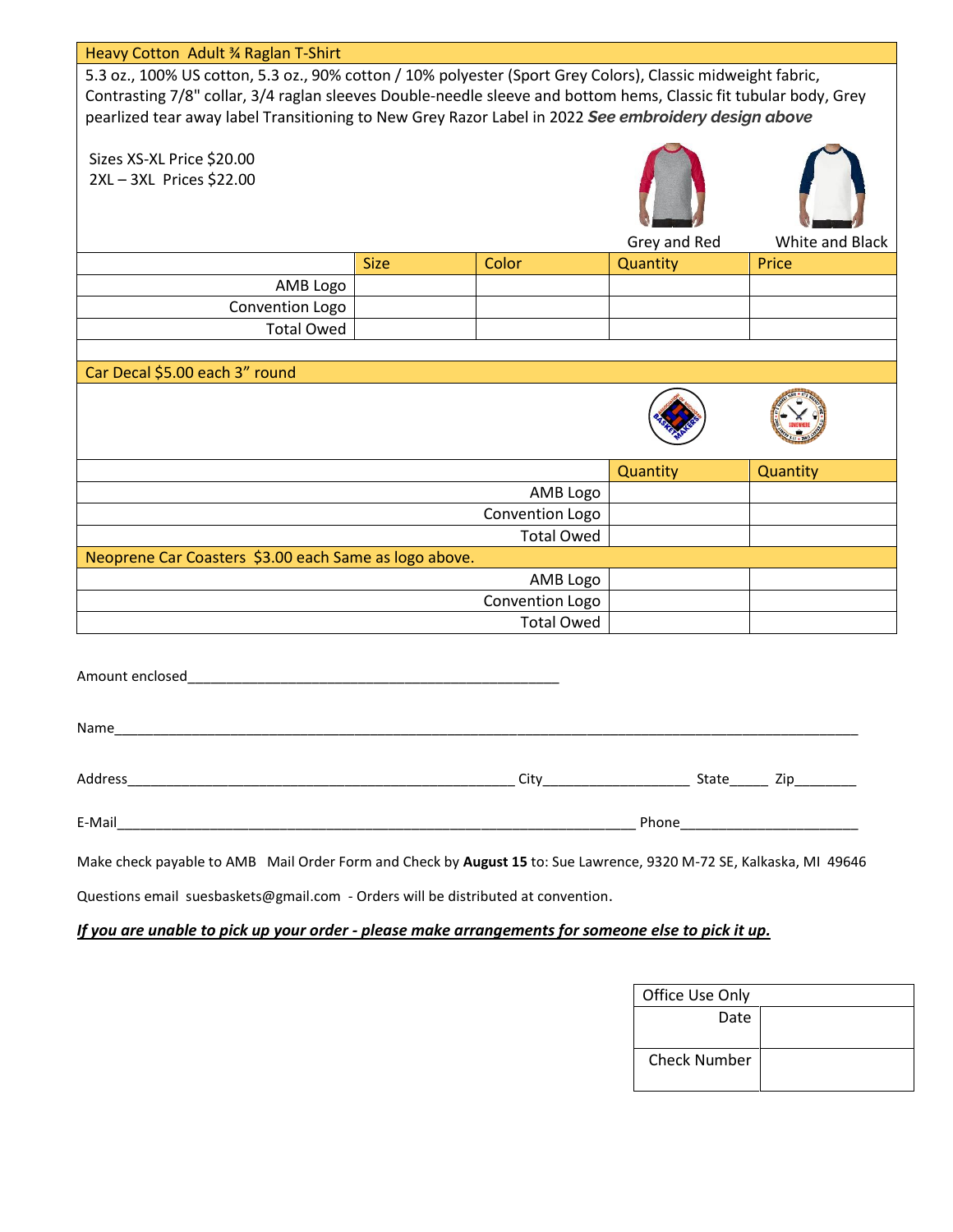## Heavy Cotton Adult ¾ Raglan T-Shirt

5.3 oz., 100% US cotton, 5.3 oz., 90% cotton / 10% polyester (Sport Grey Colors), Classic midweight fabric, Contrasting 7/8" collar, 3/4 raglan sleeves Double-needle sleeve and bottom hems, Classic fit tubular body, Grey pearlized tear away label Transitioning to New Grey Razor Label in 2022 ***See embroidery design above***

Sizes XS-XL Price $20.00
2XL – 3XL Prices $22.00

Grey and Red    White and Black

| | Size | Color | Quantity | Price |
|---|---|---|---|---|
| AMB Logo | | | | |
| Convention Logo | | | | |
| Total Owed | | | | |

## Car Decal $5.00 each 3" round

| | Quantity | Quantity |
|---|---|---|
| AMB Logo | | |
| Convention Logo | | |
| Total Owed | | |

## Neoprene Car Coasters $3.00 each Same as logo above.

| | | |
|---|---|---|
| AMB Logo | | |
| Convention Logo | | |
| Total Owed | | |

Amount enclosed_______________________________________________

Name___________________________________________________________________________________________

Address__________________________________________________ City__________________ State_____ Zip________

E-Mail_________________________________________________________________ Phone_______________________

Make check payable to AMB Mail Order Form and Check by **August 15** to: Sue Lawrence, 9320 M-72 SE, Kalkaska, MI 49646

Questions email suesbaskets@gmail.com - Orders will be distributed at convention.

***If you are unable to pick up your order - please make arrangements for someone else to pick it up.***

| Office Use Only | |
|---|---|
| Date | |
| Check Number | |